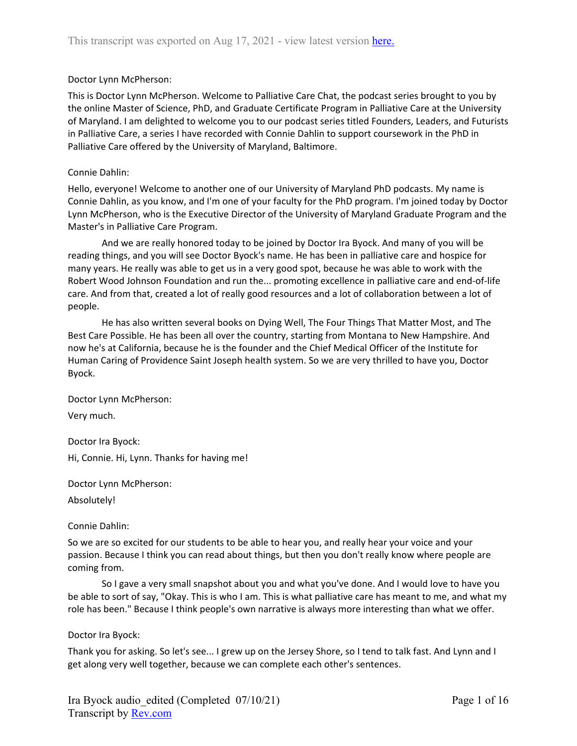This transcript was exported on Aug 17, 2021 - view latest version here.

Doctor Lynn McPherson:

This is Doctor Lynn McPherson. Welcome to Palliative Care Chat, the podcast series brought to you by the online Master of Science, PhD, and Graduate Certificate Program in Palliative Care at the University of Maryland. I am delighted to welcome you to our podcast series titled Founders, Leaders, and Futurists in Palliative Care, a series I have recorded with Connie Dahlin to support coursework in the PhD in Palliative Care offered by the University of Maryland, Baltimore.

Connie Dahlin:

Hello, everyone! Welcome to another one of our University of Maryland PhD podcasts. My name is Connie Dahlin, as you know, and I'm one of your faculty for the PhD program. I'm joined today by Doctor Lynn McPherson, who is the Executive Director of the University of Maryland Graduate Program and the Master's in Palliative Care Program.

And we are really honored today to be joined by Doctor Ira Byock. And many of you will be reading things, and you will see Doctor Byock's name. He has been in palliative care and hospice for many years. He really was able to get us in a very good spot, because he was able to work with the Robert Wood Johnson Foundation and run the... promoting excellence in palliative care and end-of-life care. And from that, created a lot of really good resources and a lot of collaboration between a lot of people.

He has also written several books on Dying Well, The Four Things That Matter Most, and The Best Care Possible. He has been all over the country, starting from Montana to New Hampshire. And now he's at California, because he is the founder and the Chief Medical Officer of the Institute for Human Caring of Providence Saint Joseph health system. So we are very thrilled to have you, Doctor Byock.

Doctor Lynn McPherson:

Very much.

Doctor Ira Byock:

Hi, Connie. Hi, Lynn. Thanks for having me!

Doctor Lynn McPherson:

Absolutely!

Connie Dahlin:

So we are so excited for our students to be able to hear you, and really hear your voice and your passion. Because I think you can read about things, but then you don't really know where people are coming from.

So I gave a very small snapshot about you and what you've done. And I would love to have you be able to sort of say, "Okay. This is who I am. This is what palliative care has meant to me, and what my role has been." Because I think people's own narrative is always more interesting than what we offer.

Doctor Ira Byock:

Thank you for asking. So let's see... I grew up on the Jersey Shore, so I tend to talk fast. And Lynn and I get along very well together, because we can complete each other's sentences.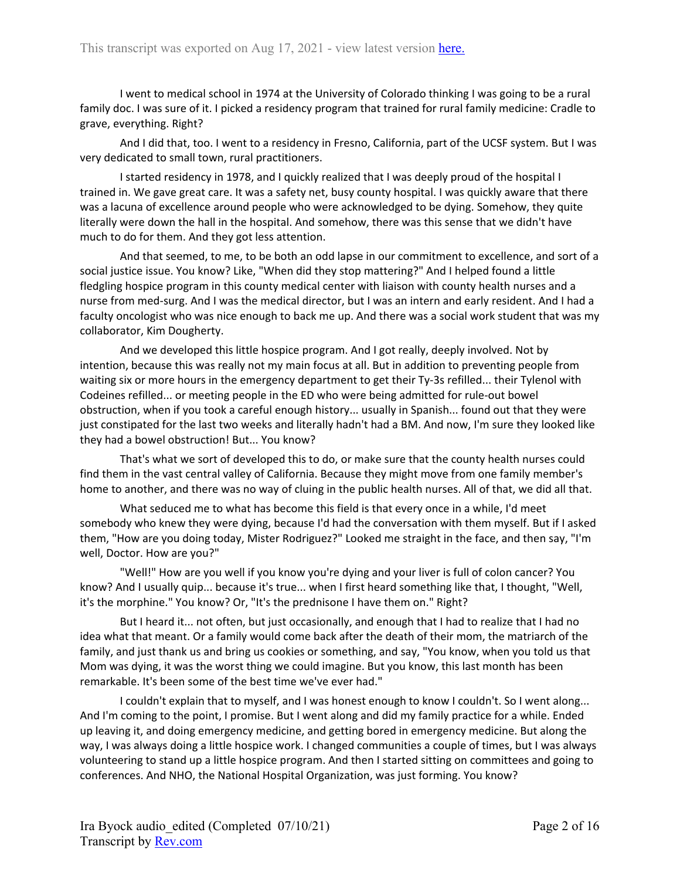I went to medical school in 1974 at the University of Colorado thinking I was going to be a rural family doc. I was sure of it. I picked a residency program that trained for rural family medicine: Cradle to grave, everything. Right?

And I did that, too. I went to a residency in Fresno, California, part of the UCSF system. But I was very dedicated to small town, rural practitioners.

I started residency in 1978, and I quickly realized that I was deeply proud of the hospital I trained in. We gave great care. It was a safety net, busy county hospital. I was quickly aware that there was a lacuna of excellence around people who were acknowledged to be dying. Somehow, they quite literally were down the hall in the hospital. And somehow, there was this sense that we didn't have much to do for them. And they got less attention.

And that seemed, to me, to be both an odd lapse in our commitment to excellence, and sort of a social justice issue. You know? Like, "When did they stop mattering?" And I helped found a little fledgling hospice program in this county medical center with liaison with county health nurses and a nurse from med-surg. And I was the medical director, but I was an intern and early resident. And I had a faculty oncologist who was nice enough to back me up. And there was a social work student that was my collaborator, Kim Dougherty.

And we developed this little hospice program. And I got really, deeply involved. Not by intention, because this was really not my main focus at all. But in addition to preventing people from waiting six or more hours in the emergency department to get their Ty-3s refilled... their Tylenol with Codeines refilled... or meeting people in the ED who were being admitted for rule-out bowel obstruction, when if you took a careful enough history... usually in Spanish... found out that they were just constipated for the last two weeks and literally hadn't had a BM. And now, I'm sure they looked like they had a bowel obstruction! But... You know?

That's what we sort of developed this to do, or make sure that the county health nurses could find them in the vast central valley of California. Because they might move from one family member's home to another, and there was no way of cluing in the public health nurses. All of that, we did all that.

What seduced me to what has become this field is that every once in a while, I'd meet somebody who knew they were dying, because I'd had the conversation with them myself. But if I asked them, "How are you doing today, Mister Rodriguez?" Looked me straight in the face, and then say, "I'm well, Doctor. How are you?"

"Well!" How are you well if you know you're dying and your liver is full of colon cancer? You know? And I usually quip... because it's true... when I first heard something like that, I thought, "Well, it's the morphine." You know? Or, "It's the prednisone I have them on." Right?

But I heard it... not often, but just occasionally, and enough that I had to realize that I had no idea what that meant. Or a family would come back after the death of their mom, the matriarch of the family, and just thank us and bring us cookies or something, and say, "You know, when you told us that Mom was dying, it was the worst thing we could imagine. But you know, this last month has been remarkable. It's been some of the best time we've ever had."

I couldn't explain that to myself, and I was honest enough to know I couldn't. So I went along... And I'm coming to the point, I promise. But I went along and did my family practice for a while. Ended up leaving it, and doing emergency medicine, and getting bored in emergency medicine. But along the way, I was always doing a little hospice work. I changed communities a couple of times, but I was always volunteering to stand up a little hospice program. And then I started sitting on committees and going to conferences. And NHO, the National Hospital Organization, was just forming. You know?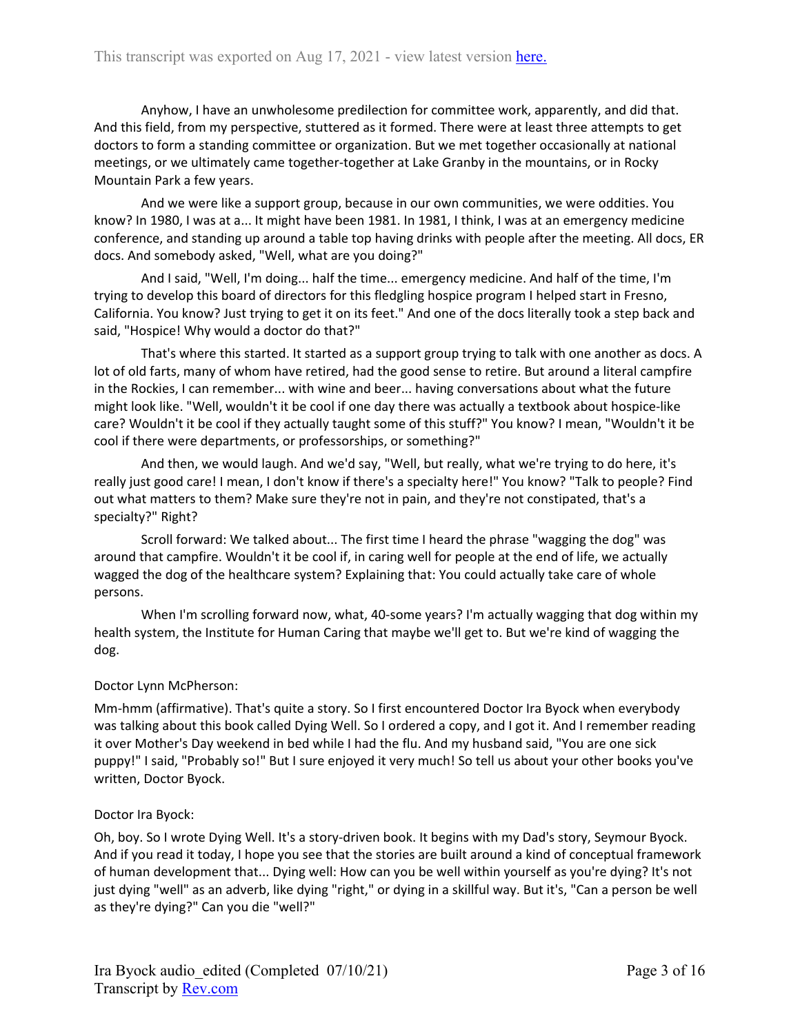Anyhow, I have an unwholesome predilection for committee work, apparently, and did that. And this field, from my perspective, stuttered as it formed. There were at least three attempts to get doctors to form a standing committee or organization. But we met together occasionally at national meetings, or we ultimately came together-together at Lake Granby in the mountains, or in Rocky Mountain Park a few years.

And we were like a support group, because in our own communities, we were oddities. You know? In 1980, I was at a... It might have been 1981. In 1981, I think, I was at an emergency medicine conference, and standing up around a table top having drinks with people after the meeting. All docs, ER docs. And somebody asked, "Well, what are you doing?"

And I said, "Well, I'm doing... half the time... emergency medicine. And half of the time, I'm trying to develop this board of directors for this fledgling hospice program I helped start in Fresno, California. You know? Just trying to get it on its feet." And one of the docs literally took a step back and said, "Hospice! Why would a doctor do that?"

That's where this started. It started as a support group trying to talk with one another as docs. A lot of old farts, many of whom have retired, had the good sense to retire. But around a literal campfire in the Rockies, I can remember... with wine and beer... having conversations about what the future might look like. "Well, wouldn't it be cool if one day there was actually a textbook about hospice-like care? Wouldn't it be cool if they actually taught some of this stuff?" You know? I mean, "Wouldn't it be cool if there were departments, or professorships, or something?"

And then, we would laugh. And we'd say, "Well, but really, what we're trying to do here, it's really just good care! I mean, I don't know if there's a specialty here!" You know? "Talk to people? Find out what matters to them? Make sure they're not in pain, and they're not constipated, that's a specialty?" Right?

Scroll forward: We talked about... The first time I heard the phrase "wagging the dog" was around that campfire. Wouldn't it be cool if, in caring well for people at the end of life, we actually wagged the dog of the healthcare system? Explaining that: You could actually take care of whole persons.

When I'm scrolling forward now, what, 40-some years? I'm actually wagging that dog within my health system, the Institute for Human Caring that maybe we'll get to. But we're kind of wagging the dog.

Doctor Lynn McPherson:

Mm-hmm (affirmative). That's quite a story. So I first encountered Doctor Ira Byock when everybody was talking about this book called Dying Well. So I ordered a copy, and I got it. And I remember reading it over Mother's Day weekend in bed while I had the flu. And my husband said, "You are one sick puppy!" I said, "Probably so!" But I sure enjoyed it very much! So tell us about your other books you've written, Doctor Byock.

Doctor Ira Byock:

Oh, boy. So I wrote Dying Well. It's a story-driven book. It begins with my Dad's story, Seymour Byock. And if you read it today, I hope you see that the stories are built around a kind of conceptual framework of human development that... Dying well: How can you be well within yourself as you're dying? It's not just dying "well" as an adverb, like dying "right," or dying in a skillful way. But it's, "Can a person be well as they're dying?" Can you die "well?"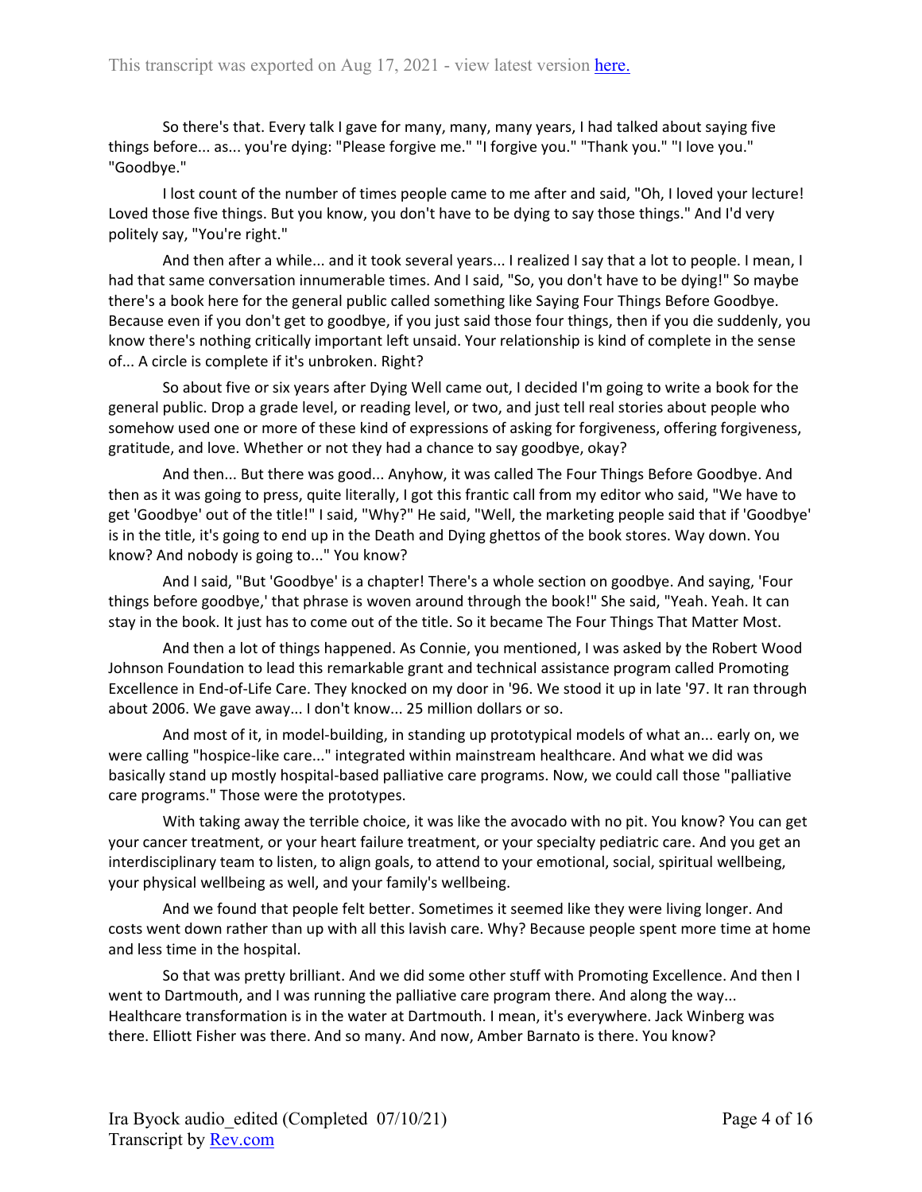So there's that. Every talk I gave for many, many, many years, I had talked about saying five things before... as... you're dying: "Please forgive me." "I forgive you." "Thank you." "I love you." "Goodbye."

I lost count of the number of times people came to me after and said, "Oh, I loved your lecture! Loved those five things. But you know, you don't have to be dying to say those things." And I'd very politely say, "You're right."

And then after a while... and it took several years... I realized I say that a lot to people. I mean, I had that same conversation innumerable times. And I said, "So, you don't have to be dying!" So maybe there's a book here for the general public called something like Saying Four Things Before Goodbye. Because even if you don't get to goodbye, if you just said those four things, then if you die suddenly, you know there's nothing critically important left unsaid. Your relationship is kind of complete in the sense of... A circle is complete if it's unbroken. Right?

So about five or six years after Dying Well came out, I decided I'm going to write a book for the general public. Drop a grade level, or reading level, or two, and just tell real stories about people who somehow used one or more of these kind of expressions of asking for forgiveness, offering forgiveness, gratitude, and love. Whether or not they had a chance to say goodbye, okay?

And then... But there was good... Anyhow, it was called The Four Things Before Goodbye. And then as it was going to press, quite literally, I got this frantic call from my editor who said, "We have to get 'Goodbye' out of the title!" I said, "Why?" He said, "Well, the marketing people said that if 'Goodbye' is in the title, it's going to end up in the Death and Dying ghettos of the book stores. Way down. You know? And nobody is going to..." You know?

And I said, "But 'Goodbye' is a chapter! There's a whole section on goodbye. And saying, 'Four things before goodbye,' that phrase is woven around through the book!" She said, "Yeah. Yeah. It can stay in the book. It just has to come out of the title. So it became The Four Things That Matter Most.

And then a lot of things happened. As Connie, you mentioned, I was asked by the Robert Wood Johnson Foundation to lead this remarkable grant and technical assistance program called Promoting Excellence in End-of-Life Care. They knocked on my door in '96. We stood it up in late '97. It ran through about 2006. We gave away... I don't know... 25 million dollars or so.

And most of it, in model-building, in standing up prototypical models of what an... early on, we were calling "hospice-like care..." integrated within mainstream healthcare. And what we did was basically stand up mostly hospital-based palliative care programs. Now, we could call those "palliative care programs." Those were the prototypes.

With taking away the terrible choice, it was like the avocado with no pit. You know? You can get your cancer treatment, or your heart failure treatment, or your specialty pediatric care. And you get an interdisciplinary team to listen, to align goals, to attend to your emotional, social, spiritual wellbeing, your physical wellbeing as well, and your family's wellbeing.

And we found that people felt better. Sometimes it seemed like they were living longer. And costs went down rather than up with all this lavish care. Why? Because people spent more time at home and less time in the hospital.

So that was pretty brilliant. And we did some other stuff with Promoting Excellence. And then I went to Dartmouth, and I was running the palliative care program there. And along the way... Healthcare transformation is in the water at Dartmouth. I mean, it's everywhere. Jack Winberg was there. Elliott Fisher was there. And so many. And now, Amber Barnato is there. You know?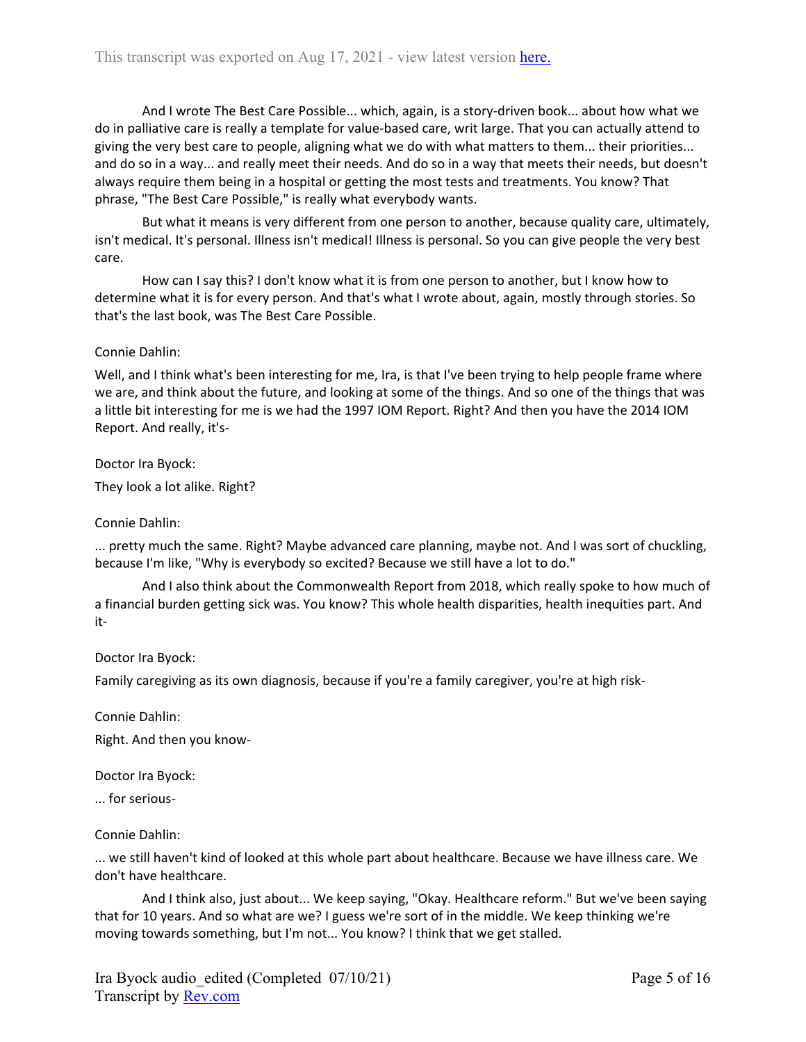And I wrote The Best Care Possible... which, again, is a story-driven book... about how what we do in palliative care is really a template for value-based care, writ large. That you can actually attend to giving the very best care to people, aligning what we do with what matters to them... their priorities... and do so in a way... and really meet their needs. And do so in a way that meets their needs, but doesn't always require them being in a hospital or getting the most tests and treatments. You know? That phrase, "The Best Care Possible," is really what everybody wants.

But what it means is very different from one person to another, because quality care, ultimately, isn't medical. It's personal. Illness isn't medical! Illness is personal. So you can give people the very best care.

How can I say this? I don't know what it is from one person to another, but I know how to determine what it is for every person. And that's what I wrote about, again, mostly through stories. So that's the last book, was The Best Care Possible.

Connie Dahlin:

Well, and I think what's been interesting for me, Ira, is that I've been trying to help people frame where we are, and think about the future, and looking at some of the things. And so one of the things that was a little bit interesting for me is we had the 1997 IOM Report. Right? And then you have the 2014 IOM Report. And really, it's-

Doctor Ira Byock:

They look a lot alike. Right?

Connie Dahlin:

... pretty much the same. Right? Maybe advanced care planning, maybe not. And I was sort of chuckling, because I'm like, "Why is everybody so excited? Because we still have a lot to do."

And I also think about the Commonwealth Report from 2018, which really spoke to how much of a financial burden getting sick was. You know? This whole health disparities, health inequities part. And it-

Doctor Ira Byock:

Family caregiving as its own diagnosis, because if you're a family caregiver, you're at high risk-

Connie Dahlin:

Right. And then you know-

Doctor Ira Byock:

... for serious-

Connie Dahlin:

... we still haven't kind of looked at this whole part about healthcare. Because we have illness care. We don't have healthcare.

And I think also, just about... We keep saying, "Okay. Healthcare reform." But we've been saying that for 10 years. And so what are we? I guess we're sort of in the middle. We keep thinking we're moving towards something, but I'm not... You know? I think that we get stalled.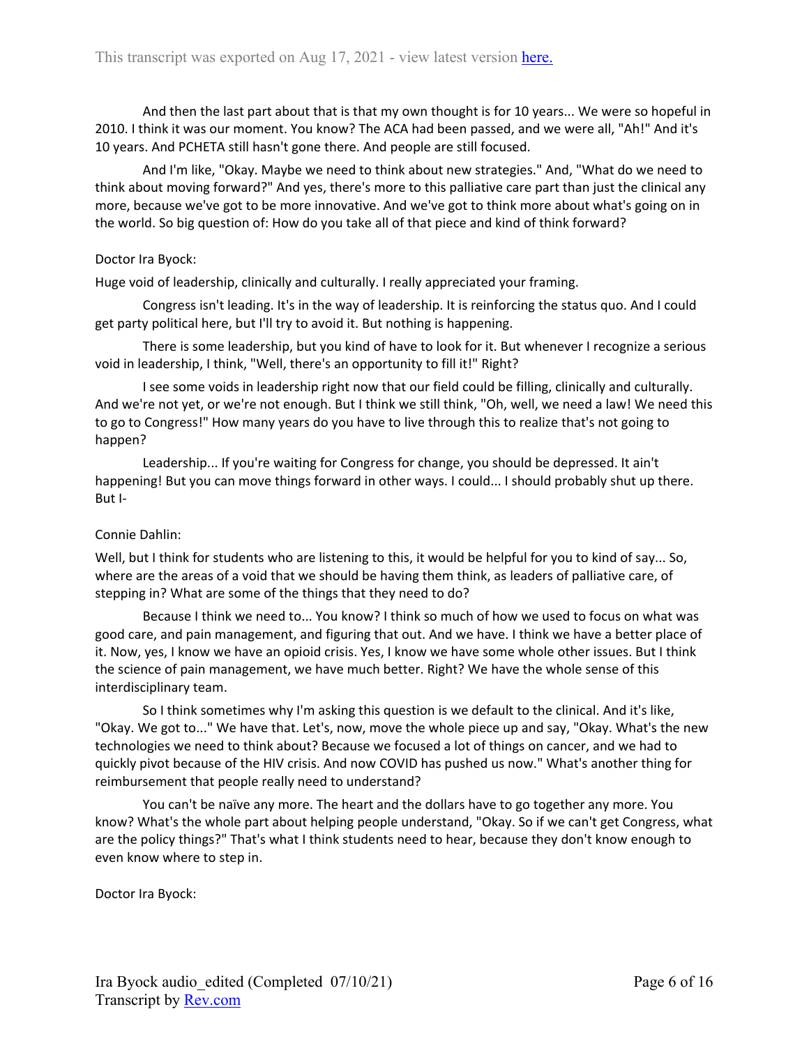And then the last part about that is that my own thought is for 10 years... We were so hopeful in 2010. I think it was our moment. You know? The ACA had been passed, and we were all, "Ah!" And it's 10 years. And PCHETA still hasn't gone there. And people are still focused.

And I'm like, "Okay. Maybe we need to think about new strategies." And, "What do we need to think about moving forward?" And yes, there's more to this palliative care part than just the clinical any more, because we've got to be more innovative. And we've got to think more about what's going on in the world. So big question of: How do you take all of that piece and kind of think forward?

Doctor Ira Byock:

Huge void of leadership, clinically and culturally. I really appreciated your framing.

Congress isn't leading. It's in the way of leadership. It is reinforcing the status quo. And I could get party political here, but I'll try to avoid it. But nothing is happening.

There is some leadership, but you kind of have to look for it. But whenever I recognize a serious void in leadership, I think, "Well, there's an opportunity to fill it!" Right?

I see some voids in leadership right now that our field could be filling, clinically and culturally. And we're not yet, or we're not enough. But I think we still think, "Oh, well, we need a law! We need this to go to Congress!" How many years do you have to live through this to realize that's not going to happen?

Leadership... If you're waiting for Congress for change, you should be depressed. It ain't happening! But you can move things forward in other ways. I could... I should probably shut up there. But I-

Connie Dahlin:

Well, but I think for students who are listening to this, it would be helpful for you to kind of say... So, where are the areas of a void that we should be having them think, as leaders of palliative care, of stepping in? What are some of the things that they need to do?

Because I think we need to... You know? I think so much of how we used to focus on what was good care, and pain management, and figuring that out. And we have. I think we have a better place of it. Now, yes, I know we have an opioid crisis. Yes, I know we have some whole other issues. But I think the science of pain management, we have much better. Right? We have the whole sense of this interdisciplinary team.

So I think sometimes why I'm asking this question is we default to the clinical. And it's like, "Okay. We got to..." We have that. Let's, now, move the whole piece up and say, "Okay. What's the new technologies we need to think about? Because we focused a lot of things on cancer, and we had to quickly pivot because of the HIV crisis. And now COVID has pushed us now." What's another thing for reimbursement that people really need to understand?

You can't be naïve any more. The heart and the dollars have to go together any more. You know? What's the whole part about helping people understand, "Okay. So if we can't get Congress, what are the policy things?" That's what I think students need to hear, because they don't know enough to even know where to step in.

Doctor Ira Byock: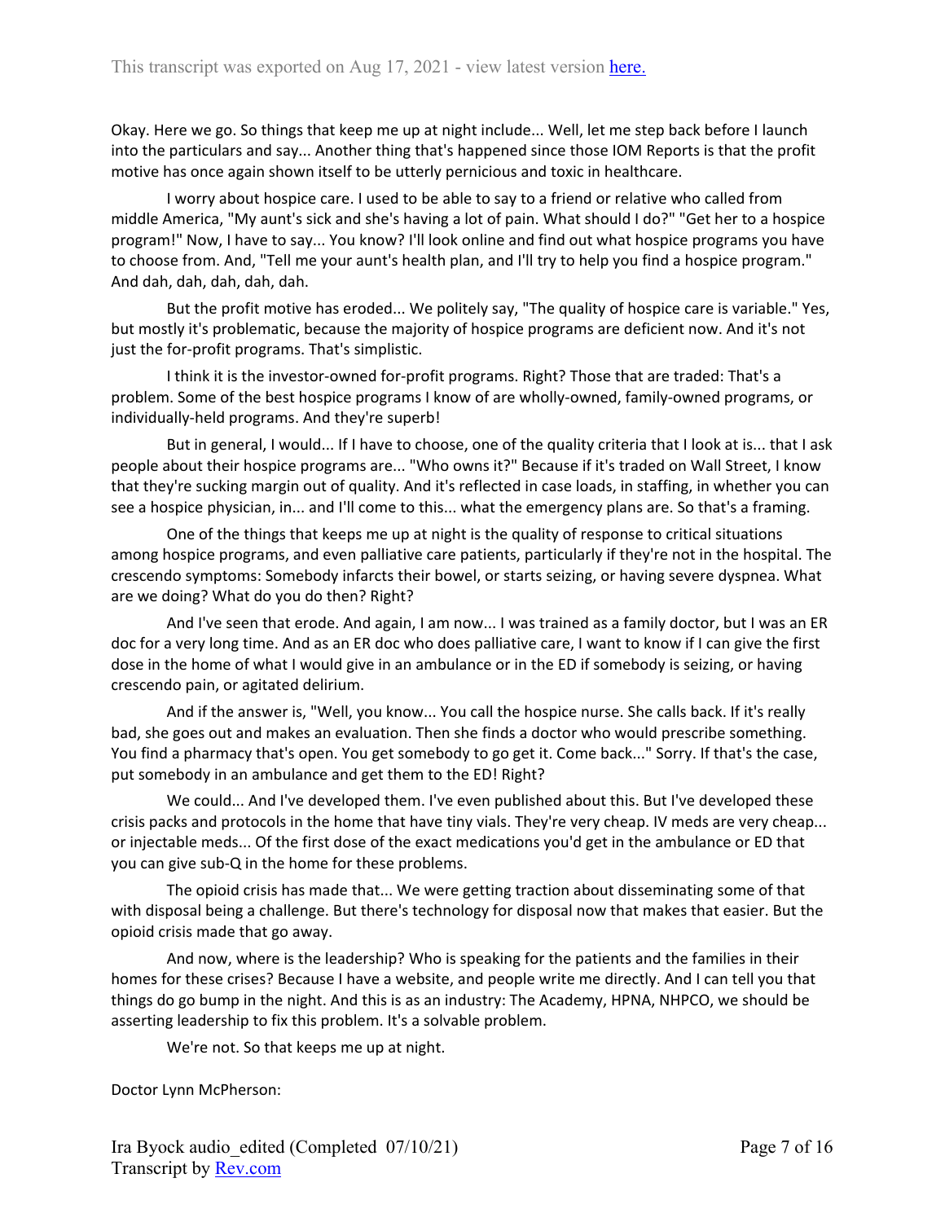Okay. Here we go. So things that keep me up at night include... Well, let me step back before I launch into the particulars and say... Another thing that's happened since those IOM Reports is that the profit motive has once again shown itself to be utterly pernicious and toxic in healthcare.

I worry about hospice care. I used to be able to say to a friend or relative who called from middle America, "My aunt's sick and she's having a lot of pain. What should I do?" "Get her to a hospice program!" Now, I have to say... You know? I'll look online and find out what hospice programs you have to choose from. And, "Tell me your aunt's health plan, and I'll try to help you find a hospice program." And dah, dah, dah, dah, dah.

But the profit motive has eroded... We politely say, "The quality of hospice care is variable." Yes, but mostly it's problematic, because the majority of hospice programs are deficient now. And it's not just the for-profit programs. That's simplistic.

I think it is the investor-owned for-profit programs. Right? Those that are traded: That's a problem. Some of the best hospice programs I know of are wholly-owned, family-owned programs, or individually-held programs. And they're superb!

But in general, I would... If I have to choose, one of the quality criteria that I look at is... that I ask people about their hospice programs are... "Who owns it?" Because if it's traded on Wall Street, I know that they're sucking margin out of quality. And it's reflected in case loads, in staffing, in whether you can see a hospice physician, in... and I'll come to this... what the emergency plans are. So that's a framing.

One of the things that keeps me up at night is the quality of response to critical situations among hospice programs, and even palliative care patients, particularly if they're not in the hospital. The crescendo symptoms: Somebody infarcts their bowel, or starts seizing, or having severe dyspnea. What are we doing? What do you do then? Right?

And I've seen that erode. And again, I am now... I was trained as a family doctor, but I was an ER doc for a very long time. And as an ER doc who does palliative care, I want to know if I can give the first dose in the home of what I would give in an ambulance or in the ED if somebody is seizing, or having crescendo pain, or agitated delirium.

And if the answer is, "Well, you know... You call the hospice nurse. She calls back. If it's really bad, she goes out and makes an evaluation. Then she finds a doctor who would prescribe something. You find a pharmacy that's open. You get somebody to go get it. Come back..." Sorry. If that's the case, put somebody in an ambulance and get them to the ED! Right?

We could... And I've developed them. I've even published about this. But I've developed these crisis packs and protocols in the home that have tiny vials. They're very cheap. IV meds are very cheap... or injectable meds... Of the first dose of the exact medications you'd get in the ambulance or ED that you can give sub-Q in the home for these problems.

The opioid crisis has made that... We were getting traction about disseminating some of that with disposal being a challenge. But there's technology for disposal now that makes that easier. But the opioid crisis made that go away.

And now, where is the leadership? Who is speaking for the patients and the families in their homes for these crises? Because I have a website, and people write me directly. And I can tell you that things do go bump in the night. And this is as an industry: The Academy, HPNA, NHPCO, we should be asserting leadership to fix this problem. It's a solvable problem.

We're not. So that keeps me up at night.

Doctor Lynn McPherson: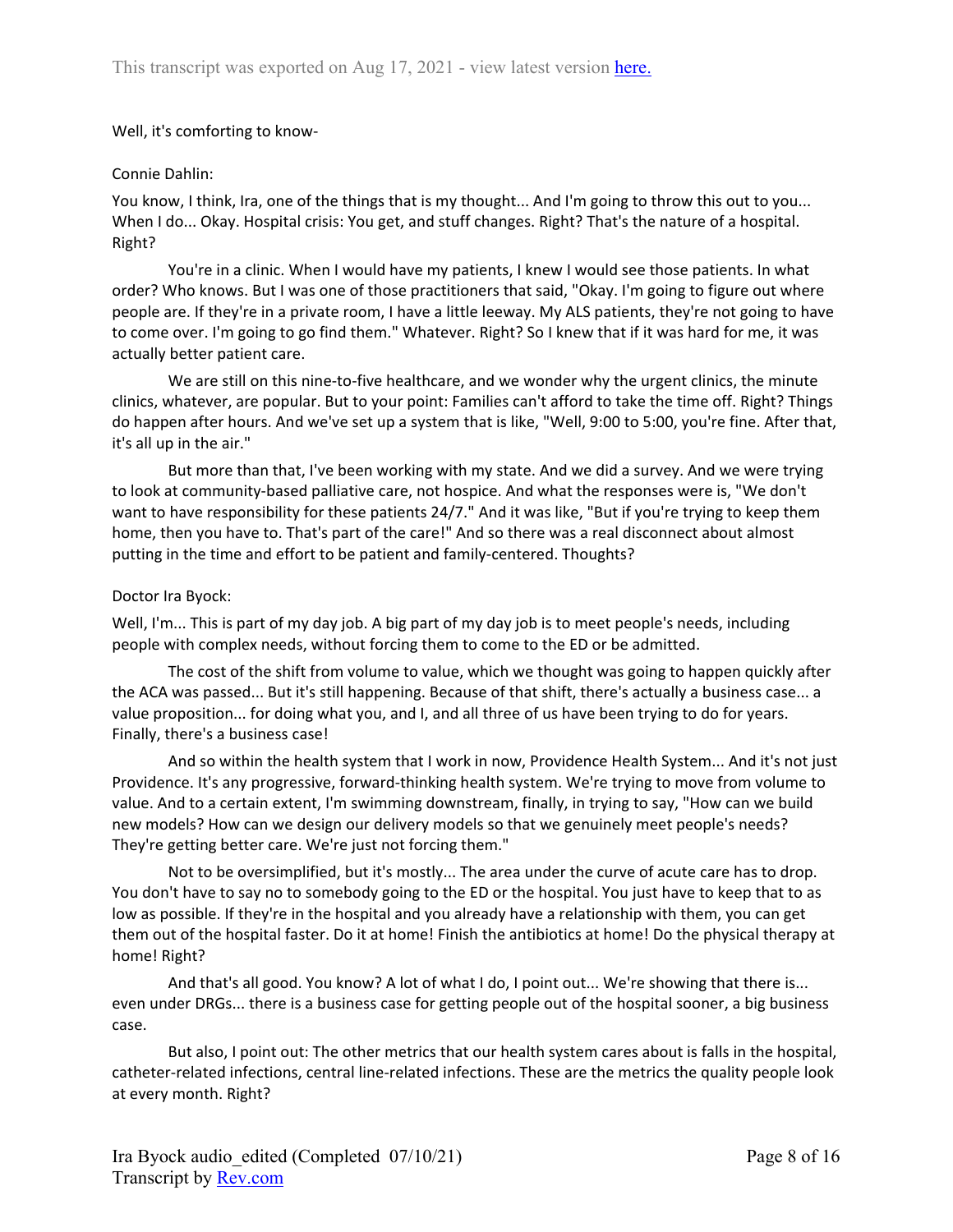Well, it's comforting to know-

Connie Dahlin:

You know, I think, Ira, one of the things that is my thought... And I'm going to throw this out to you... When I do... Okay. Hospital crisis: You get, and stuff changes. Right? That's the nature of a hospital. Right?

You're in a clinic. When I would have my patients, I knew I would see those patients. In what order? Who knows. But I was one of those practitioners that said, "Okay. I'm going to figure out where people are. If they're in a private room, I have a little leeway. My ALS patients, they're not going to have to come over. I'm going to go find them." Whatever. Right? So I knew that if it was hard for me, it was actually better patient care.

We are still on this nine-to-five healthcare, and we wonder why the urgent clinics, the minute clinics, whatever, are popular. But to your point: Families can't afford to take the time off. Right? Things do happen after hours. And we've set up a system that is like, "Well, 9:00 to 5:00, you're fine. After that, it's all up in the air."

But more than that, I've been working with my state. And we did a survey. And we were trying to look at community-based palliative care, not hospice. And what the responses were is, "We don't want to have responsibility for these patients 24/7." And it was like, "But if you're trying to keep them home, then you have to. That's part of the care!" And so there was a real disconnect about almost putting in the time and effort to be patient and family-centered. Thoughts?

Doctor Ira Byock:

Well, I'm... This is part of my day job. A big part of my day job is to meet people's needs, including people with complex needs, without forcing them to come to the ED or be admitted.

The cost of the shift from volume to value, which we thought was going to happen quickly after the ACA was passed... But it's still happening. Because of that shift, there's actually a business case... a value proposition... for doing what you, and I, and all three of us have been trying to do for years. Finally, there's a business case!

And so within the health system that I work in now, Providence Health System... And it's not just Providence. It's any progressive, forward-thinking health system. We're trying to move from volume to value. And to a certain extent, I'm swimming downstream, finally, in trying to say, "How can we build new models? How can we design our delivery models so that we genuinely meet people's needs? They're getting better care. We're just not forcing them."

Not to be oversimplified, but it's mostly... The area under the curve of acute care has to drop. You don't have to say no to somebody going to the ED or the hospital. You just have to keep that to as low as possible. If they're in the hospital and you already have a relationship with them, you can get them out of the hospital faster. Do it at home! Finish the antibiotics at home! Do the physical therapy at home! Right?

And that's all good. You know? A lot of what I do, I point out... We're showing that there is... even under DRGs... there is a business case for getting people out of the hospital sooner, a big business case.

But also, I point out: The other metrics that our health system cares about is falls in the hospital, catheter-related infections, central line-related infections. These are the metrics the quality people look at every month. Right?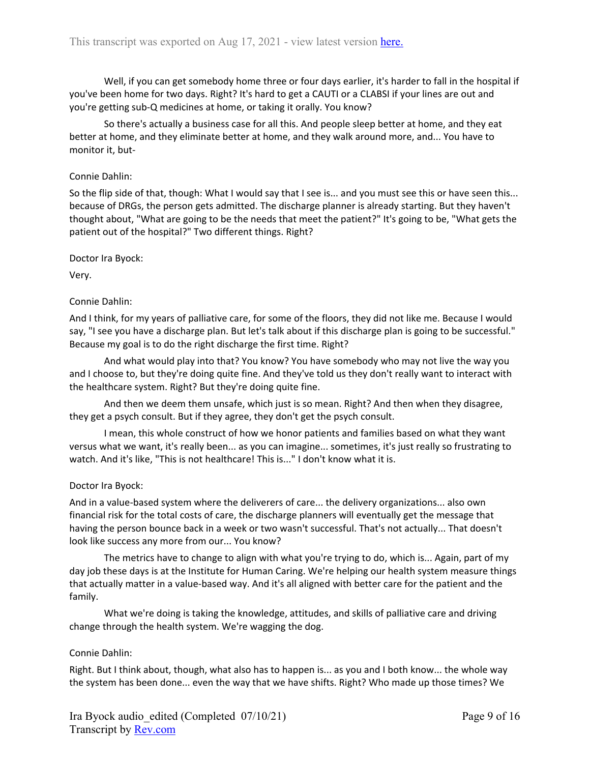Well, if you can get somebody home three or four days earlier, it's harder to fall in the hospital if you've been home for two days. Right? It's hard to get a CAUTI or a CLABSI if your lines are out and you're getting sub-Q medicines at home, or taking it orally. You know?

So there's actually a business case for all this. And people sleep better at home, and they eat better at home, and they eliminate better at home, and they walk around more, and... You have to monitor it, but-

Connie Dahlin:

So the flip side of that, though: What I would say that I see is... and you must see this or have seen this... because of DRGs, the person gets admitted. The discharge planner is already starting. But they haven't thought about, "What are going to be the needs that meet the patient?" It's going to be, "What gets the patient out of the hospital?" Two different things. Right?

Doctor Ira Byock:

Very.

Connie Dahlin:

And I think, for my years of palliative care, for some of the floors, they did not like me. Because I would say, "I see you have a discharge plan. But let's talk about if this discharge plan is going to be successful." Because my goal is to do the right discharge the first time. Right?

And what would play into that? You know? You have somebody who may not live the way you and I choose to, but they're doing quite fine. And they've told us they don't really want to interact with the healthcare system. Right? But they're doing quite fine.

And then we deem them unsafe, which just is so mean. Right? And then when they disagree, they get a psych consult. But if they agree, they don't get the psych consult.

I mean, this whole construct of how we honor patients and families based on what they want versus what we want, it's really been... as you can imagine... sometimes, it's just really so frustrating to watch. And it's like, "This is not healthcare! This is..." I don't know what it is.

Doctor Ira Byock:

And in a value-based system where the deliverers of care... the delivery organizations... also own financial risk for the total costs of care, the discharge planners will eventually get the message that having the person bounce back in a week or two wasn't successful. That's not actually... That doesn't look like success any more from our... You know?

The metrics have to change to align with what you're trying to do, which is... Again, part of my day job these days is at the Institute for Human Caring. We're helping our health system measure things that actually matter in a value-based way. And it's all aligned with better care for the patient and the family.

What we're doing is taking the knowledge, attitudes, and skills of palliative care and driving change through the health system. We're wagging the dog.

Connie Dahlin:

Right. But I think about, though, what also has to happen is... as you and I both know... the whole way the system has been done... even the way that we have shifts. Right? Who made up those times? We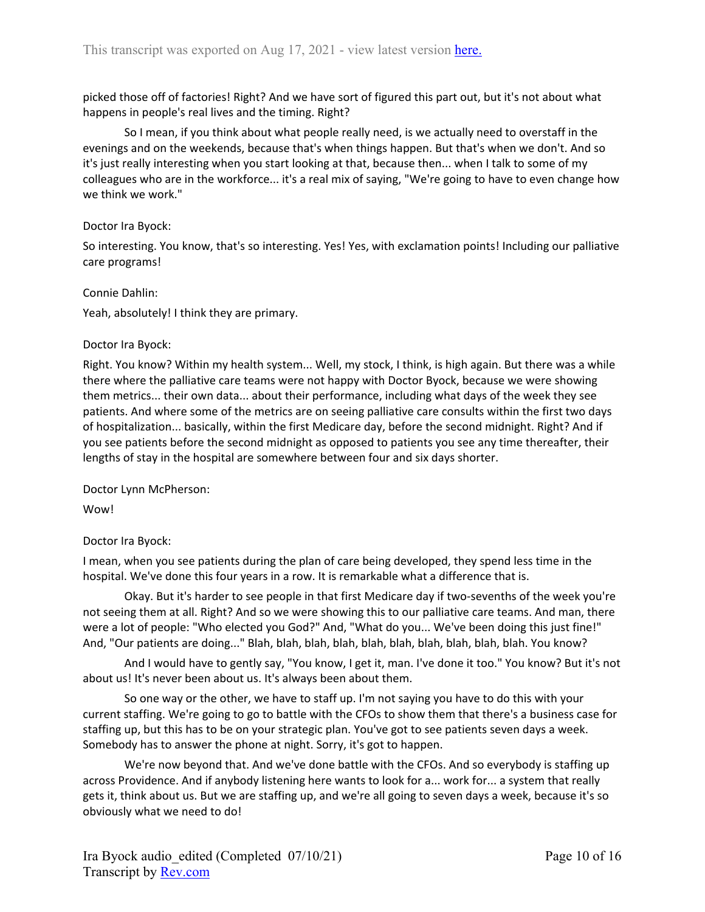picked those off of factories! Right? And we have sort of figured this part out, but it's not about what happens in people's real lives and the timing. Right?

So I mean, if you think about what people really need, is we actually need to overstaff in the evenings and on the weekends, because that's when things happen. But that's when we don't. And so it's just really interesting when you start looking at that, because then... when I talk to some of my colleagues who are in the workforce... it's a real mix of saying, "We're going to have to even change how we think we work."

Doctor Ira Byock:

So interesting. You know, that's so interesting. Yes! Yes, with exclamation points! Including our palliative care programs!

Connie Dahlin:

Yeah, absolutely! I think they are primary.

Doctor Ira Byock:

Right. You know? Within my health system... Well, my stock, I think, is high again. But there was a while there where the palliative care teams were not happy with Doctor Byock, because we were showing them metrics... their own data... about their performance, including what days of the week they see patients. And where some of the metrics are on seeing palliative care consults within the first two days of hospitalization... basically, within the first Medicare day, before the second midnight. Right? And if you see patients before the second midnight as opposed to patients you see any time thereafter, their lengths of stay in the hospital are somewhere between four and six days shorter.

Doctor Lynn McPherson:

Wow!

Doctor Ira Byock:

I mean, when you see patients during the plan of care being developed, they spend less time in the hospital. We've done this four years in a row. It is remarkable what a difference that is.

Okay. But it's harder to see people in that first Medicare day if two-sevenths of the week you're not seeing them at all. Right? And so we were showing this to our palliative care teams. And man, there were a lot of people: "Who elected you God?" And, "What do you... We've been doing this just fine!" And, "Our patients are doing..." Blah, blah, blah, blah, blah, blah, blah, blah, blah, blah. You know?

And I would have to gently say, "You know, I get it, man. I've done it too." You know? But it's not about us! It's never been about us. It's always been about them.

So one way or the other, we have to staff up. I'm not saying you have to do this with your current staffing. We're going to go to battle with the CFOs to show them that there's a business case for staffing up, but this has to be on your strategic plan. You've got to see patients seven days a week. Somebody has to answer the phone at night. Sorry, it's got to happen.

We're now beyond that. And we've done battle with the CFOs. And so everybody is staffing up across Providence. And if anybody listening here wants to look for a... work for... a system that really gets it, think about us. But we are staffing up, and we're all going to seven days a week, because it's so obviously what we need to do!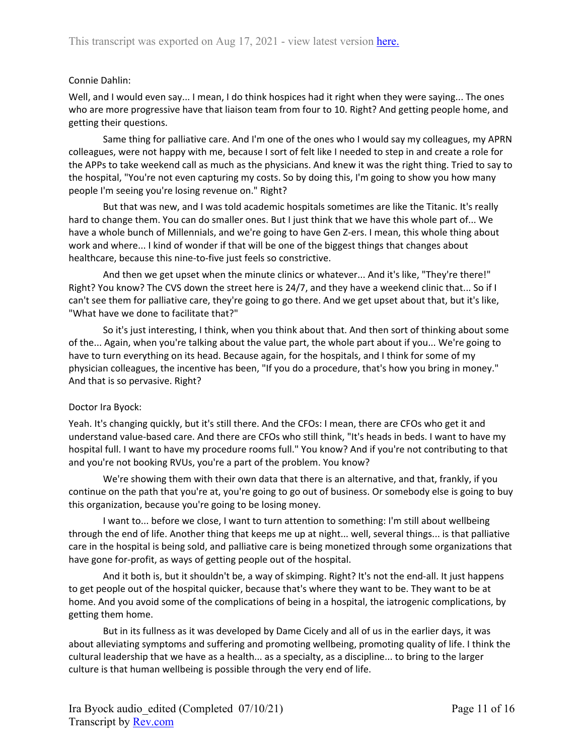Connie Dahlin:

Well, and I would even say... I mean, I do think hospices had it right when they were saying... The ones who are more progressive have that liaison team from four to 10. Right? And getting people home, and getting their questions.

Same thing for palliative care. And I'm one of the ones who I would say my colleagues, my APRN colleagues, were not happy with me, because I sort of felt like I needed to step in and create a role for the APPs to take weekend call as much as the physicians. And knew it was the right thing. Tried to say to the hospital, "You're not even capturing my costs. So by doing this, I'm going to show you how many people I'm seeing you're losing revenue on." Right?

But that was new, and I was told academic hospitals sometimes are like the Titanic. It's really hard to change them. You can do smaller ones. But I just think that we have this whole part of... We have a whole bunch of Millennials, and we're going to have Gen Z-ers. I mean, this whole thing about work and where... I kind of wonder if that will be one of the biggest things that changes about healthcare, because this nine-to-five just feels so constrictive.

And then we get upset when the minute clinics or whatever... And it's like, "They're there!" Right? You know? The CVS down the street here is 24/7, and they have a weekend clinic that... So if I can't see them for palliative care, they're going to go there. And we get upset about that, but it's like, "What have we done to facilitate that?"

So it's just interesting, I think, when you think about that. And then sort of thinking about some of the... Again, when you're talking about the value part, the whole part about if you... We're going to have to turn everything on its head. Because again, for the hospitals, and I think for some of my physician colleagues, the incentive has been, "If you do a procedure, that's how you bring in money." And that is so pervasive. Right?

Doctor Ira Byock:

Yeah. It's changing quickly, but it's still there. And the CFOs: I mean, there are CFOs who get it and understand value-based care. And there are CFOs who still think, "It's heads in beds. I want to have my hospital full. I want to have my procedure rooms full." You know? And if you're not contributing to that and you're not booking RVUs, you're a part of the problem. You know?

We're showing them with their own data that there is an alternative, and that, frankly, if you continue on the path that you're at, you're going to go out of business. Or somebody else is going to buy this organization, because you're going to be losing money.

I want to... before we close, I want to turn attention to something: I'm still about wellbeing through the end of life. Another thing that keeps me up at night... well, several things... is that palliative care in the hospital is being sold, and palliative care is being monetized through some organizations that have gone for-profit, as ways of getting people out of the hospital.

And it both is, but it shouldn't be, a way of skimping. Right? It's not the end-all. It just happens to get people out of the hospital quicker, because that's where they want to be. They want to be at home. And you avoid some of the complications of being in a hospital, the iatrogenic complications, by getting them home.

But in its fullness as it was developed by Dame Cicely and all of us in the earlier days, it was about alleviating symptoms and suffering and promoting wellbeing, promoting quality of life. I think the cultural leadership that we have as a health... as a specialty, as a discipline... to bring to the larger culture is that human wellbeing is possible through the very end of life.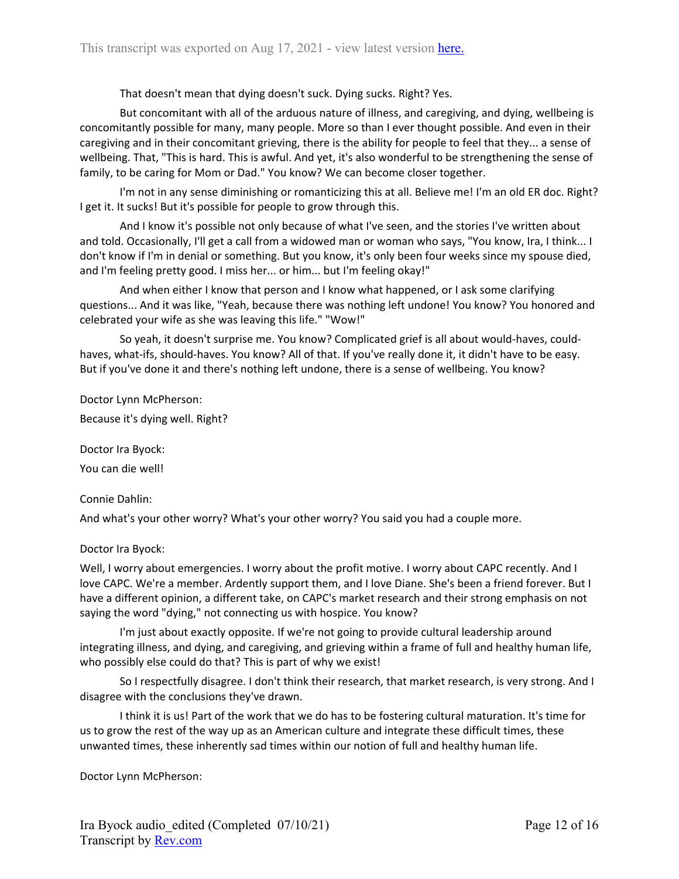That doesn't mean that dying doesn't suck. Dying sucks. Right? Yes.

But concomitant with all of the arduous nature of illness, and caregiving, and dying, wellbeing is concomitantly possible for many, many people. More so than I ever thought possible. And even in their caregiving and in their concomitant grieving, there is the ability for people to feel that they... a sense of wellbeing. That, "This is hard. This is awful. And yet, it's also wonderful to be strengthening the sense of family, to be caring for Mom or Dad." You know? We can become closer together.

I'm not in any sense diminishing or romanticizing this at all. Believe me! I'm an old ER doc. Right? I get it. It sucks! But it's possible for people to grow through this.

And I know it's possible not only because of what I've seen, and the stories I've written about and told. Occasionally, I'll get a call from a widowed man or woman who says, "You know, Ira, I think... I don't know if I'm in denial or something. But you know, it's only been four weeks since my spouse died, and I'm feeling pretty good. I miss her... or him... but I'm feeling okay!"

And when either I know that person and I know what happened, or I ask some clarifying questions... And it was like, "Yeah, because there was nothing left undone! You know? You honored and celebrated your wife as she was leaving this life." "Wow!"

So yeah, it doesn't surprise me. You know? Complicated grief is all about would-haves, could-haves, what-ifs, should-haves. You know? All of that. If you've really done it, it didn't have to be easy. But if you've done it and there's nothing left undone, there is a sense of wellbeing. You know?

Doctor Lynn McPherson:

Because it's dying well. Right?

Doctor Ira Byock:

You can die well!

Connie Dahlin:

And what's your other worry? What's your other worry? You said you had a couple more.

Doctor Ira Byock:

Well, I worry about emergencies. I worry about the profit motive. I worry about CAPC recently. And I love CAPC. We're a member. Ardently support them, and I love Diane. She's been a friend forever. But I have a different opinion, a different take, on CAPC's market research and their strong emphasis on not saying the word "dying," not connecting us with hospice. You know?

I'm just about exactly opposite. If we're not going to provide cultural leadership around integrating illness, and dying, and caregiving, and grieving within a frame of full and healthy human life, who possibly else could do that? This is part of why we exist!

So I respectfully disagree. I don't think their research, that market research, is very strong. And I disagree with the conclusions they've drawn.

I think it is us! Part of the work that we do has to be fostering cultural maturation. It's time for us to grow the rest of the way up as an American culture and integrate these difficult times, these unwanted times, these inherently sad times within our notion of full and healthy human life.

Doctor Lynn McPherson: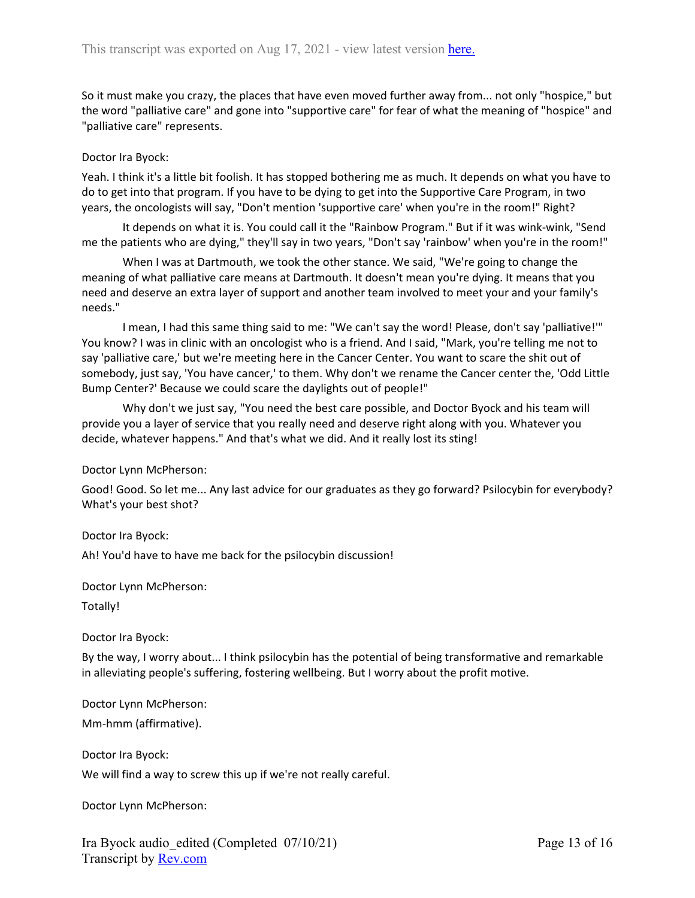So it must make you crazy, the places that have even moved further away from... not only "hospice," but the word "palliative care" and gone into "supportive care" for fear of what the meaning of "hospice" and "palliative care" represents.

Doctor Ira Byock:

Yeah. I think it's a little bit foolish. It has stopped bothering me as much. It depends on what you have to do to get into that program. If you have to be dying to get into the Supportive Care Program, in two years, the oncologists will say, "Don't mention 'supportive care' when you're in the room!" Right?

It depends on what it is. You could call it the "Rainbow Program." But if it was wink-wink, "Send me the patients who are dying," they'll say in two years, "Don't say 'rainbow' when you're in the room!"

When I was at Dartmouth, we took the other stance. We said, "We're going to change the meaning of what palliative care means at Dartmouth. It doesn't mean you're dying. It means that you need and deserve an extra layer of support and another team involved to meet your and your family's needs."

I mean, I had this same thing said to me: "We can't say the word! Please, don't say 'palliative!'" You know? I was in clinic with an oncologist who is a friend. And I said, "Mark, you're telling me not to say 'palliative care,' but we're meeting here in the Cancer Center. You want to scare the shit out of somebody, just say, 'You have cancer,' to them. Why don't we rename the Cancer center the, 'Odd Little Bump Center?' Because we could scare the daylights out of people!"

Why don't we just say, "You need the best care possible, and Doctor Byock and his team will provide you a layer of service that you really need and deserve right along with you. Whatever you decide, whatever happens." And that's what we did. And it really lost its sting!

Doctor Lynn McPherson:

Good! Good. So let me... Any last advice for our graduates as they go forward? Psilocybin for everybody? What's your best shot?

Doctor Ira Byock:

Ah! You'd have to have me back for the psilocybin discussion!

Doctor Lynn McPherson:

Totally!

Doctor Ira Byock:

By the way, I worry about... I think psilocybin has the potential of being transformative and remarkable in alleviating people's suffering, fostering wellbeing. But I worry about the profit motive.

Doctor Lynn McPherson:

Mm-hmm (affirmative).

Doctor Ira Byock:

We will find a way to screw this up if we're not really careful.

Doctor Lynn McPherson: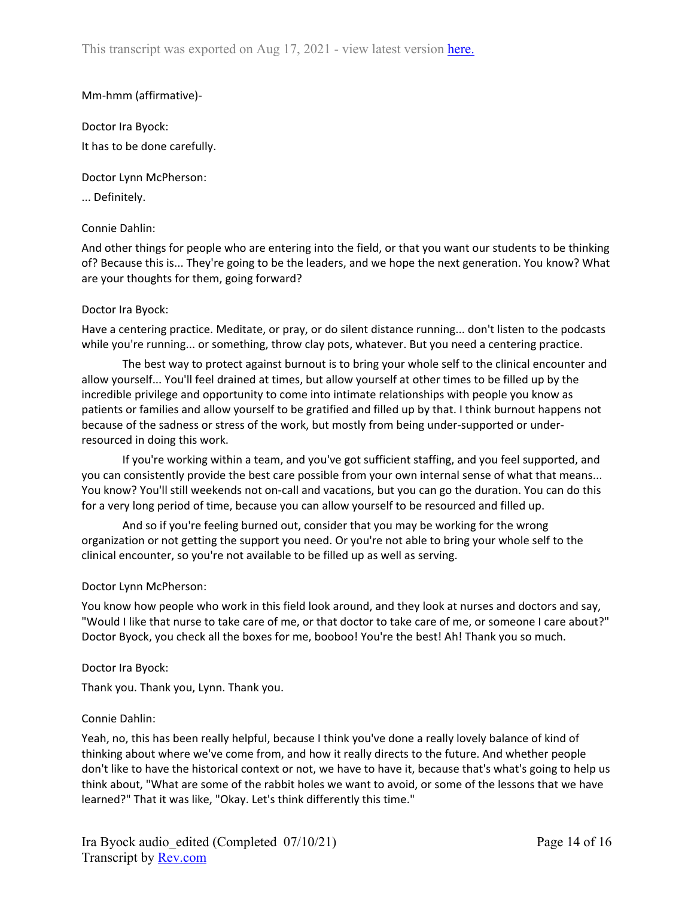Mm-hmm (affirmative)-

Doctor Ira Byock:

It has to be done carefully.

Doctor Lynn McPherson:

... Definitely.

Connie Dahlin:

And other things for people who are entering into the field, or that you want our students to be thinking of? Because this is... They're going to be the leaders, and we hope the next generation. You know? What are your thoughts for them, going forward?

Doctor Ira Byock:

Have a centering practice. Meditate, or pray, or do silent distance running... don't listen to the podcasts while you're running... or something, throw clay pots, whatever. But you need a centering practice.

The best way to protect against burnout is to bring your whole self to the clinical encounter and allow yourself... You'll feel drained at times, but allow yourself at other times to be filled up by the incredible privilege and opportunity to come into intimate relationships with people you know as patients or families and allow yourself to be gratified and filled up by that. I think burnout happens not because of the sadness or stress of the work, but mostly from being under-supported or under-resourced in doing this work.

If you're working within a team, and you've got sufficient staffing, and you feel supported, and you can consistently provide the best care possible from your own internal sense of what that means... You know? You'll still weekends not on-call and vacations, but you can go the duration. You can do this for a very long period of time, because you can allow yourself to be resourced and filled up.

And so if you're feeling burned out, consider that you may be working for the wrong organization or not getting the support you need. Or you're not able to bring your whole self to the clinical encounter, so you're not available to be filled up as well as serving.

Doctor Lynn McPherson:

You know how people who work in this field look around, and they look at nurses and doctors and say, "Would I like that nurse to take care of me, or that doctor to take care of me, or someone I care about?" Doctor Byock, you check all the boxes for me, booboo! You're the best! Ah! Thank you so much.

Doctor Ira Byock:

Thank you. Thank you, Lynn. Thank you.

Connie Dahlin:

Yeah, no, this has been really helpful, because I think you've done a really lovely balance of kind of thinking about where we've come from, and how it really directs to the future. And whether people don't like to have the historical context or not, we have to have it, because that's what's going to help us think about, "What are some of the rabbit holes we want to avoid, or some of the lessons that we have learned?" That it was like, "Okay. Let's think differently this time."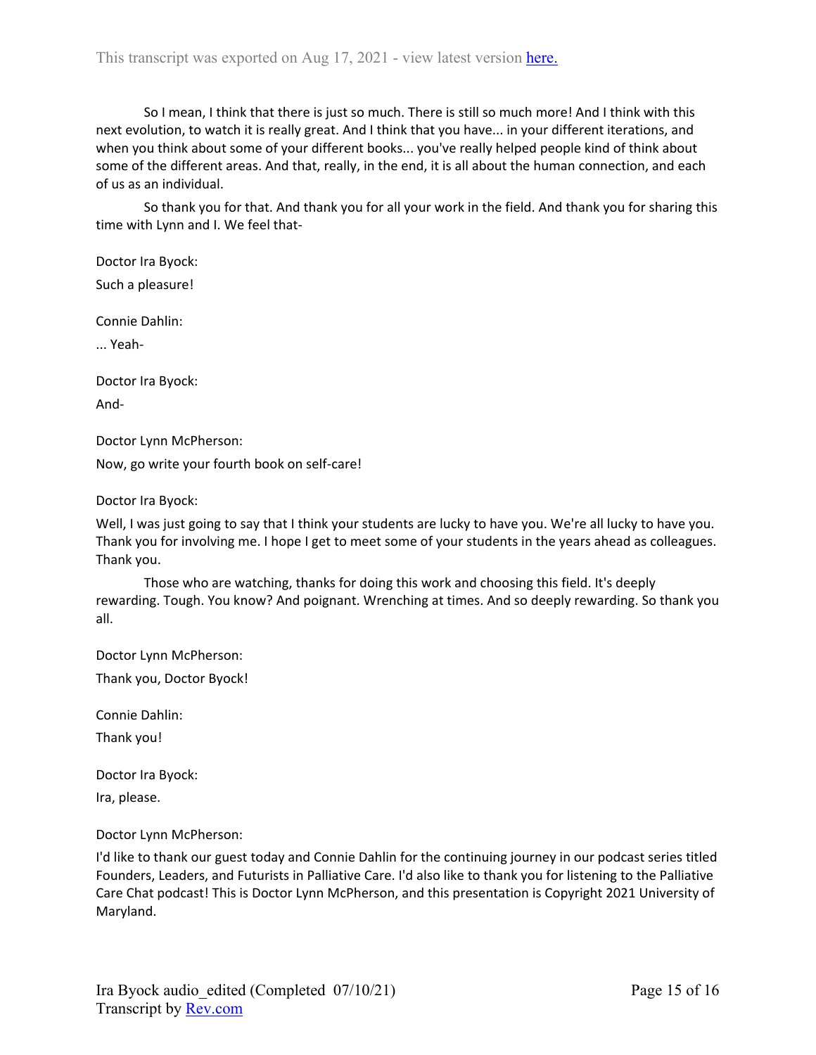So I mean, I think that there is just so much. There is still so much more! And I think with this next evolution, to watch it is really great. And I think that you have... in your different iterations, and when you think about some of your different books... you've really helped people kind of think about some of the different areas. And that, really, in the end, it is all about the human connection, and each of us as an individual.

So thank you for that. And thank you for all your work in the field. And thank you for sharing this time with Lynn and I. We feel that-

Doctor Ira Byock:

Such a pleasure!

Connie Dahlin:

... Yeah-

Doctor Ira Byock:

And-

Doctor Lynn McPherson:

Now, go write your fourth book on self-care!

Doctor Ira Byock:

Well, I was just going to say that I think your students are lucky to have you. We're all lucky to have you. Thank you for involving me. I hope I get to meet some of your students in the years ahead as colleagues. Thank you.

Those who are watching, thanks for doing this work and choosing this field. It's deeply rewarding. Tough. You know? And poignant. Wrenching at times. And so deeply rewarding. So thank you all.

Doctor Lynn McPherson:

Thank you, Doctor Byock!

Connie Dahlin:

Thank you!

Doctor Ira Byock:

Ira, please.

Doctor Lynn McPherson:

I'd like to thank our guest today and Connie Dahlin for the continuing journey in our podcast series titled Founders, Leaders, and Futurists in Palliative Care. I'd also like to thank you for listening to the Palliative Care Chat podcast! This is Doctor Lynn McPherson, and this presentation is Copyright 2021 University of Maryland.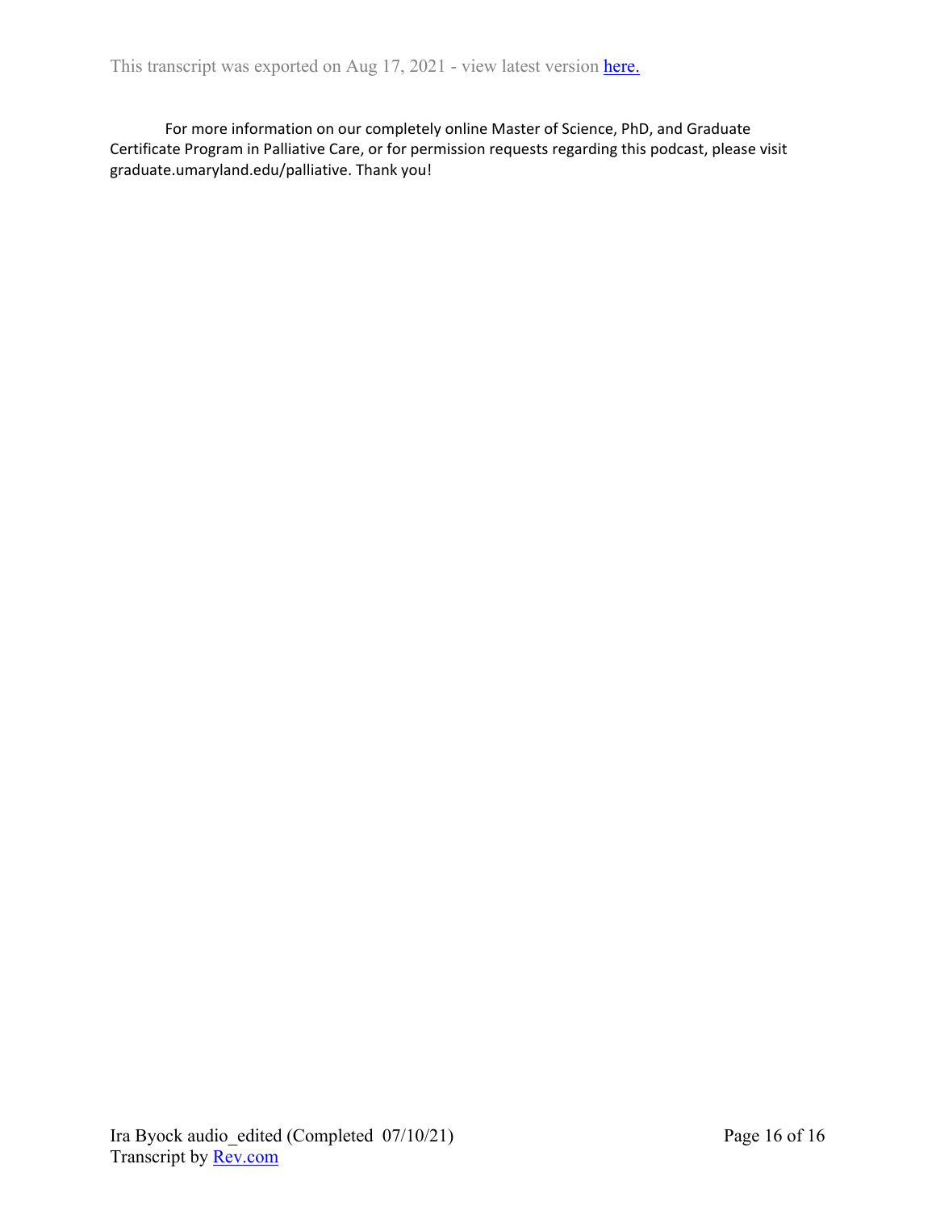For more information on our completely online Master of Science, PhD, and Graduate Certificate Program in Palliative Care, or for permission requests regarding this podcast, please visit graduate.umaryland.edu/palliative. Thank you!